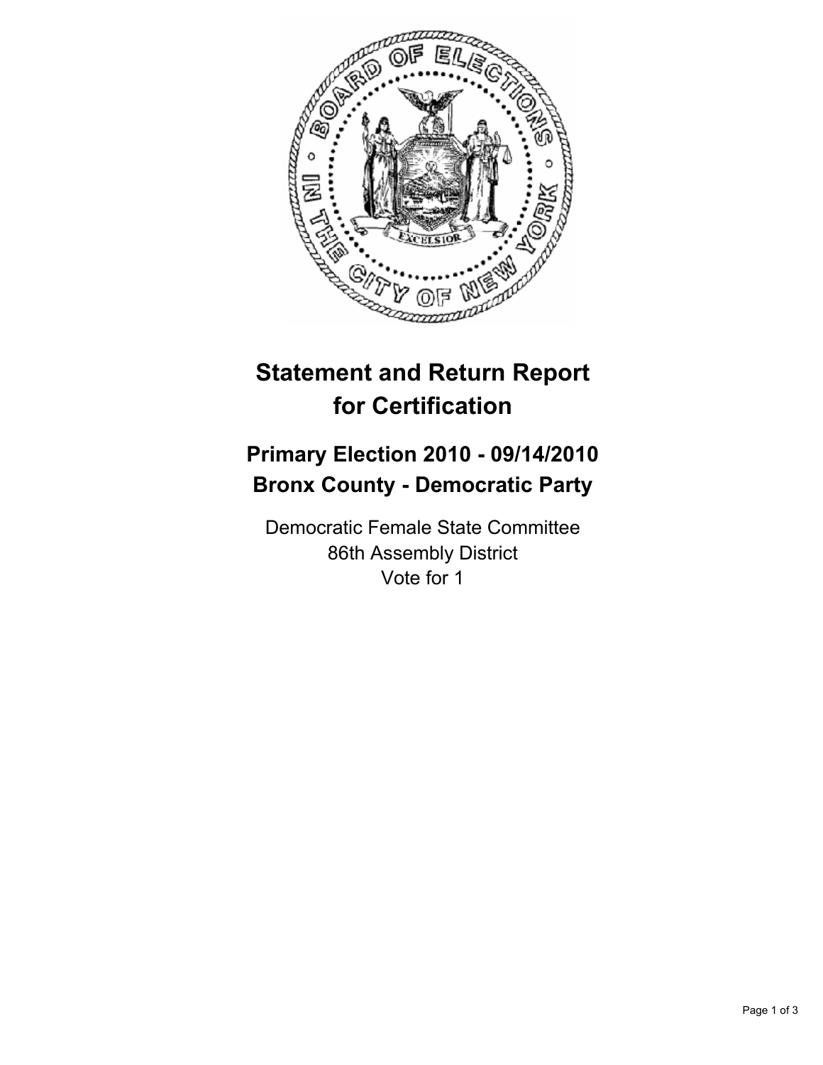# Statement and Return Report for Certification

## Primary Election 2010 - 09/14/2010
## Bronx County - Democratic Party

Democratic Female State Committee
86th Assembly District
Vote for 1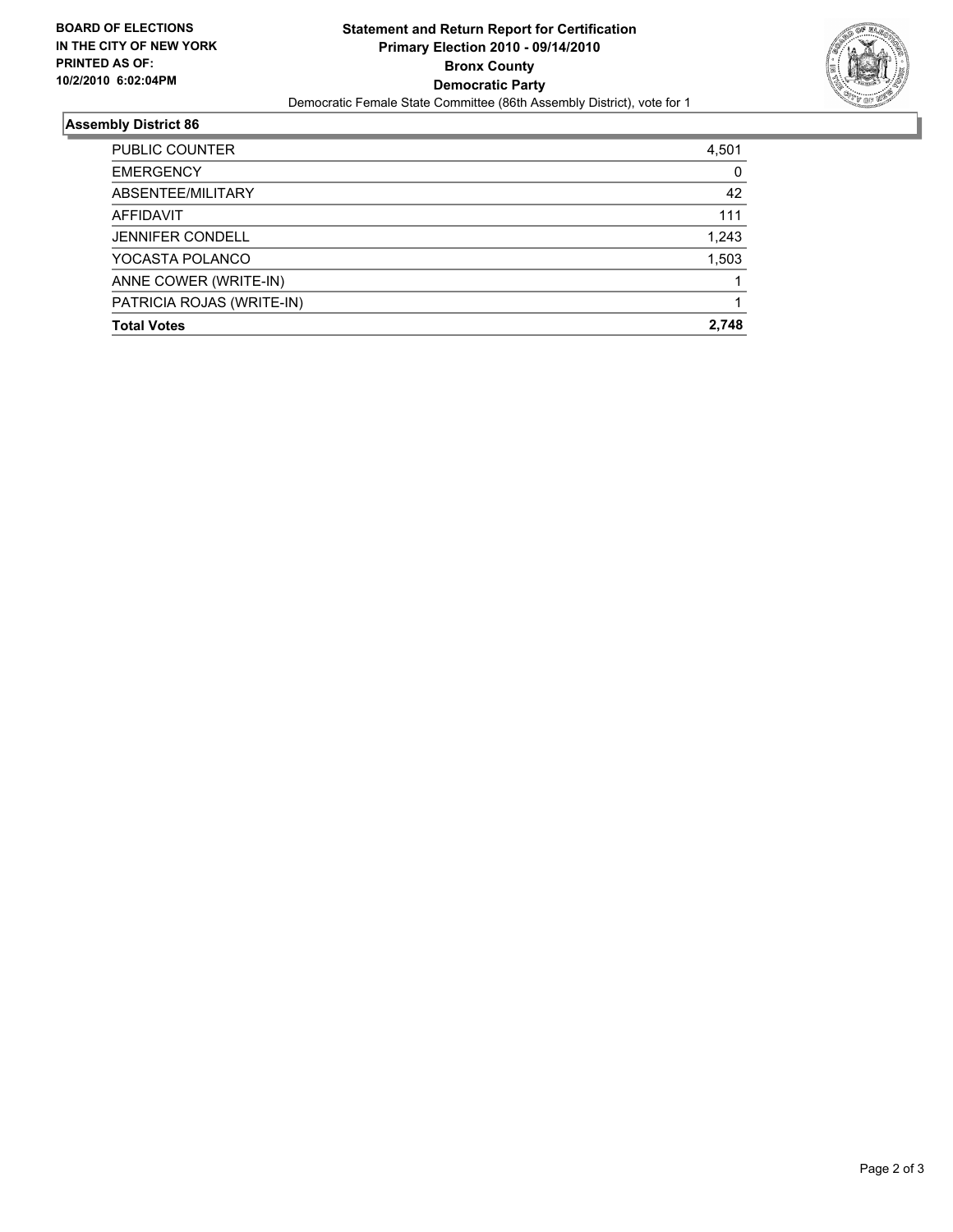**BOARD OF ELECTIONS IN THE CITY OF NEW YORK PRINTED AS OF: 10/2/2010 6:02:04PM**

**Statement and Return Report for Certification**
**Primary Election 2010 - 09/14/2010**
**Bronx County**
**Democratic Party**
Democratic Female State Committee (86th Assembly District), vote for 1

## Assembly District 86

| | |
|---|---|
| PUBLIC COUNTER | 4,501 |
| EMERGENCY | 0 |
| ABSENTEE/MILITARY | 42 |
| AFFIDAVIT | 111 |
| JENNIFER CONDELL | 1,243 |
| YOCASTA POLANCO | 1,503 |
| ANNE COWER (WRITE-IN) | 1 |
| PATRICIA ROJAS (WRITE-IN) | 1 |
| **Total Votes** | **2,748** |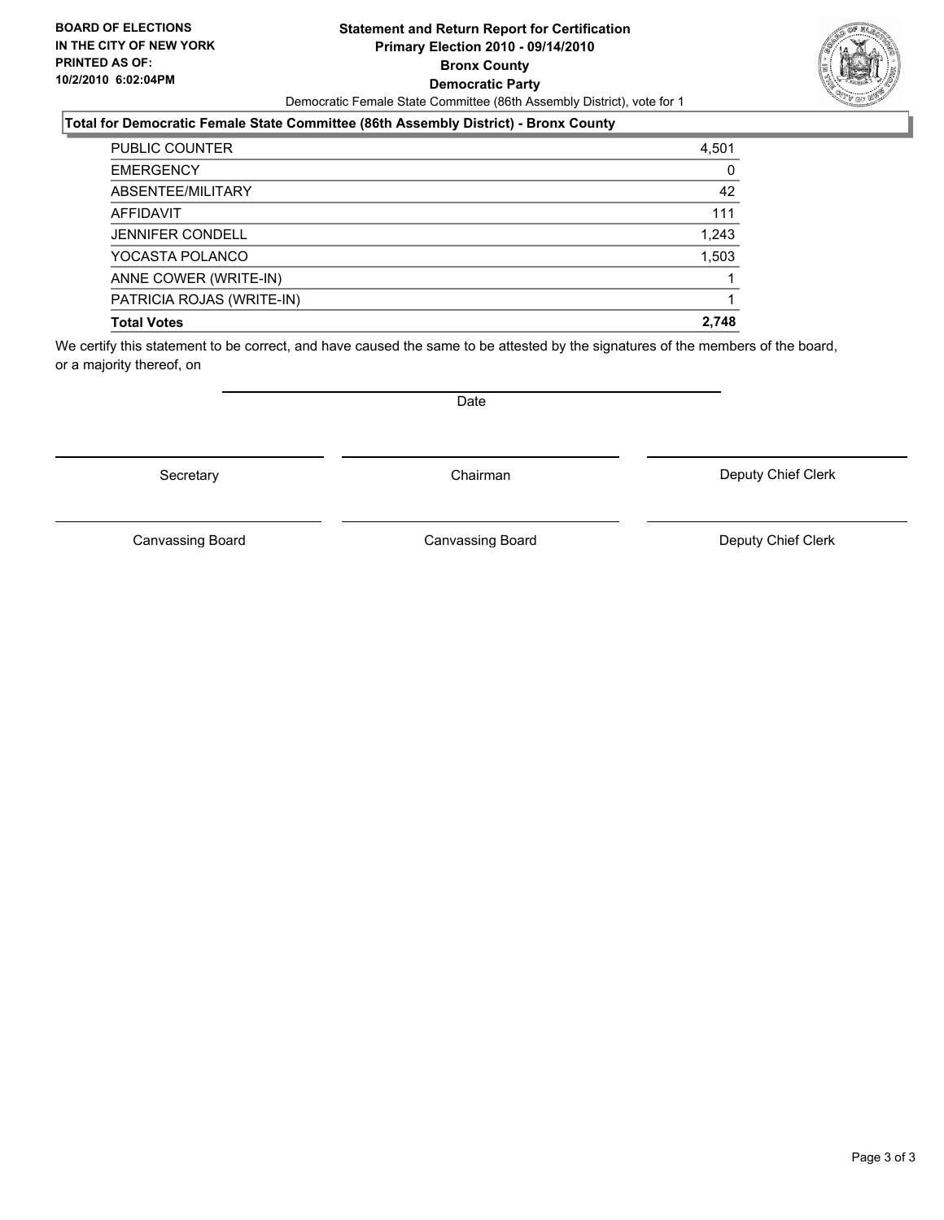**BOARD OF ELECTIONS IN THE CITY OF NEW YORK PRINTED AS OF: 10/2/2010 6:02:04PM**

# Statement and Return Report for Certification
## Primary Election 2010 - 09/14/2010
## Bronx County
## Democratic Party

Democratic Female State Committee (86th Assembly District), vote for 1

### Total for Democratic Female State Committee (86th Assembly District) - Bronx County

| | |
|---|---|
| PUBLIC COUNTER | 4,501 |
| EMERGENCY | 0 |
| ABSENTEE/MILITARY | 42 |
| AFFIDAVIT | 111 |
| JENNIFER CONDELL | 1,243 |
| YOCASTA POLANCO | 1,503 |
| ANNE COWER (WRITE-IN) | 1 |
| PATRICIA ROJAS (WRITE-IN) | 1 |
| **Total Votes** | **2,748** |

We certify this statement to be correct, and have caused the same to be attested by the signatures of the members of the board, or a majority thereof, on

Date

Secretary | Chairman | Deputy Chief Clerk

Canvassing Board | Canvassing Board | Deputy Chief Clerk